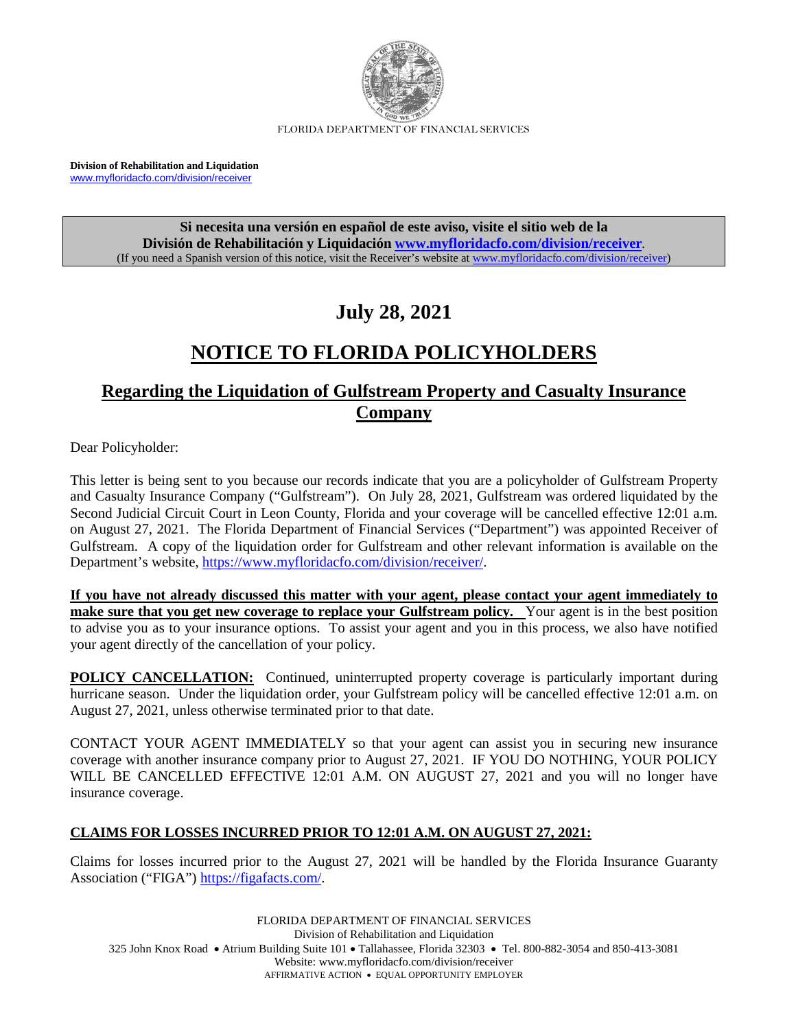FLORIDA DEPARTMENT OF FINANCIAL SERVICES

**Division of Rehabilitation and Liquidation**
www.myfloridacfo.com/division/receiver

**Si necesita una versión en español de este aviso, visite el sitio web de la División de Rehabilitación y Liquidación www.myfloridacfo.com/division/receiver.**
(If you need a Spanish version of this notice, visit the Receiver's website at www.myfloridacfo.com/division/receiver)

# July 28, 2021

# NOTICE TO FLORIDA POLICYHOLDERS

## Regarding the Liquidation of Gulfstream Property and Casualty Insurance Company

Dear Policyholder:

This letter is being sent to you because our records indicate that you are a policyholder of Gulfstream Property and Casualty Insurance Company ("Gulfstream"). On July 28, 2021, Gulfstream was ordered liquidated by the Second Judicial Circuit Court in Leon County, Florida and your coverage will be cancelled effective 12:01 a.m. on August 27, 2021. The Florida Department of Financial Services ("Department") was appointed Receiver of Gulfstream. A copy of the liquidation order for Gulfstream and other relevant information is available on the Department's website, https://www.myfloridacfo.com/division/receiver/.

**If you have not already discussed this matter with your agent, please contact your agent immediately to make sure that you get new coverage to replace your Gulfstream policy.** Your agent is in the best position to advise you as to your insurance options. To assist your agent and you in this process, we also have notified your agent directly of the cancellation of your policy.

**POLICY CANCELLATION:** Continued, uninterrupted property coverage is particularly important during hurricane season. Under the liquidation order, your Gulfstream policy will be cancelled effective 12:01 a.m. on August 27, 2021, unless otherwise terminated prior to that date.

CONTACT YOUR AGENT IMMEDIATELY so that your agent can assist you in securing new insurance coverage with another insurance company prior to August 27, 2021. IF YOU DO NOTHING, YOUR POLICY WILL BE CANCELLED EFFECTIVE 12:01 A.M. ON AUGUST 27, 2021 and you will no longer have insurance coverage.

**CLAIMS FOR LOSSES INCURRED PRIOR TO 12:01 A.M. ON AUGUST 27, 2021:**

Claims for losses incurred prior to the August 27, 2021 will be handled by the Florida Insurance Guaranty Association ("FIGA") https://figafacts.com/.

FLORIDA DEPARTMENT OF FINANCIAL SERVICES
Division of Rehabilitation and Liquidation
325 John Knox Road • Atrium Building Suite 101 • Tallahassee, Florida 32303 • Tel. 800-882-3054 and 850-413-3081
Website: www.myfloridacfo.com/division/receiver
AFFIRMATIVE ACTION • EQUAL OPPORTUNITY EMPLOYER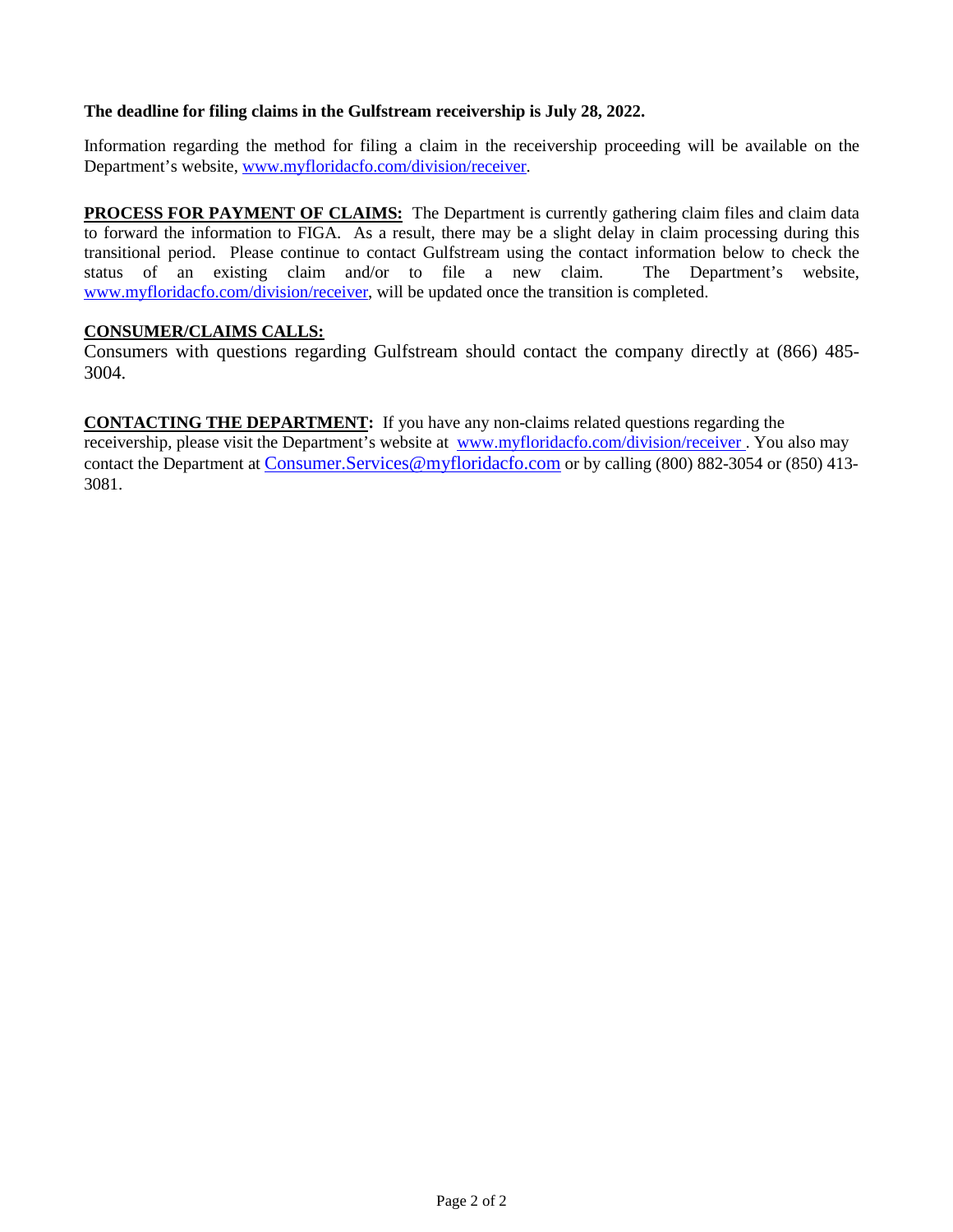**The deadline for filing claims in the Gulfstream receivership is July 28, 2022.**

Information regarding the method for filing a claim in the receivership proceeding will be available on the Department's website, www.myfloridacfo.com/division/receiver.

**PROCESS FOR PAYMENT OF CLAIMS:** The Department is currently gathering claim files and claim data to forward the information to FIGA. As a result, there may be a slight delay in claim processing during this transitional period. Please continue to contact Gulfstream using the contact information below to check the status of an existing claim and/or to file a new claim. The Department's website, www.myfloridacfo.com/division/receiver, will be updated once the transition is completed.

**CONSUMER/CLAIMS CALLS:**

Consumers with questions regarding Gulfstream should contact the company directly at (866) 485-3004.

**CONTACTING THE DEPARTMENT:** If you have any non-claims related questions regarding the receivership, please visit the Department's website at www.myfloridacfo.com/division/receiver. You also may contact the Department at Consumer.Services@myfloridacfo.com or by calling (800) 882-3054 or (850) 413-3081.